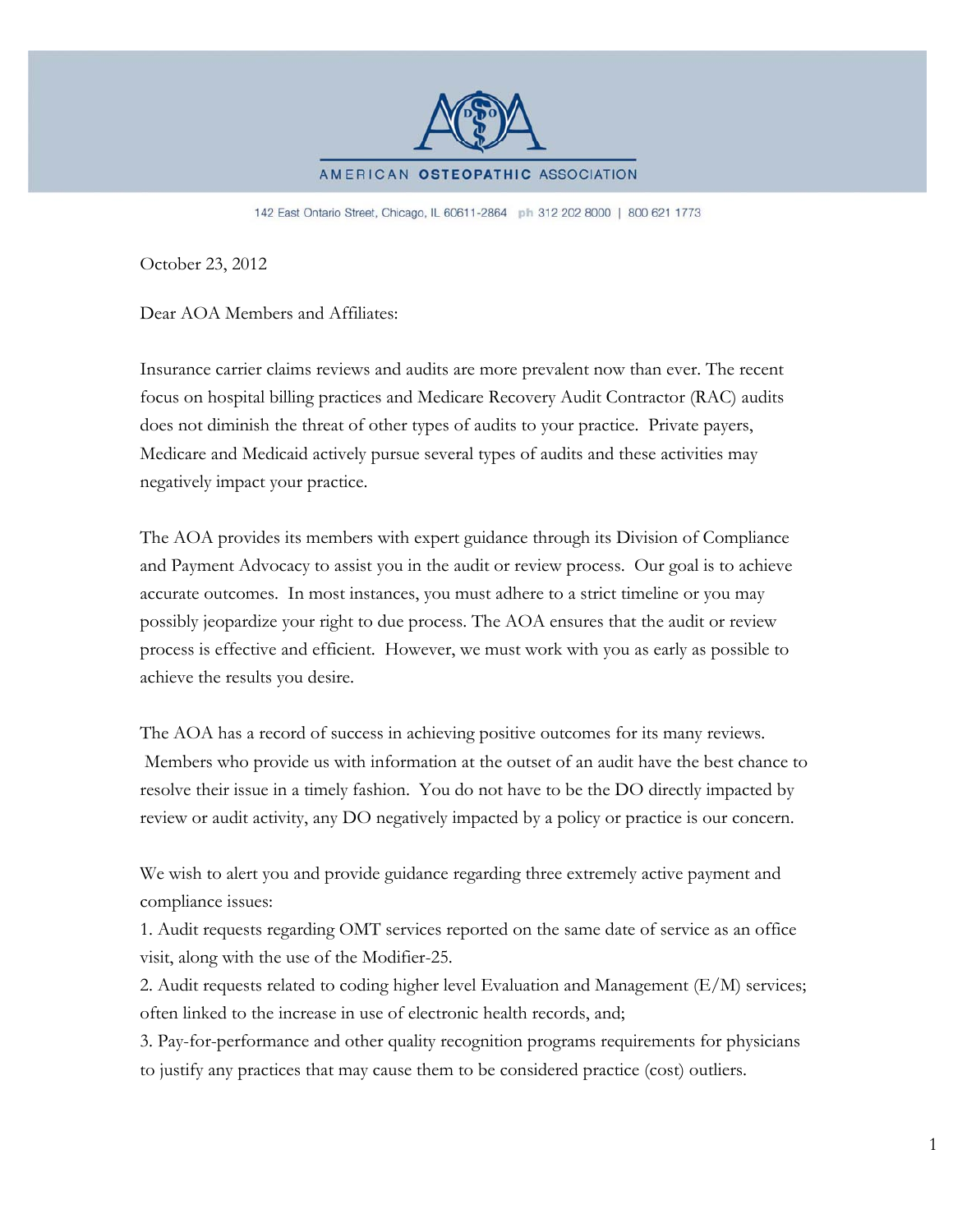AMERICAN OSTEOPATHIC ASSOCIATION

142 East Ontario Street, Chicago, IL 60611-2864 ph 312 202 8000 | 800 621 1773

October 23, 2012

Dear AOA Members and Affiliates:

Insurance carrier claims reviews and audits are more prevalent now than ever. The recent focus on hospital billing practices and Medicare Recovery Audit Contractor (RAC) audits does not diminish the threat of other types of audits to your practice. Private payers, Medicare and Medicaid actively pursue several types of audits and these activities may negatively impact your practice.

The AOA provides its members with expert guidance through its Division of Compliance and Payment Advocacy to assist you in the audit or review process. Our goal is to achieve accurate outcomes. In most instances, you must adhere to a strict timeline or you may possibly jeopardize your right to due process. The AOA ensures that the audit or review process is effective and efficient. However, we must work with you as early as possible to achieve the results you desire.

The AOA has a record of success in achieving positive outcomes for its many reviews. Members who provide us with information at the outset of an audit have the best chance to resolve their issue in a timely fashion. You do not have to be the DO directly impacted by review or audit activity, any DO negatively impacted by a policy or practice is our concern.

We wish to alert you and provide guidance regarding three extremely active payment and compliance issues:

1. Audit requests regarding OMT services reported on the same date of service as an office visit, along with the use of the Modifier-25.
2. Audit requests related to coding higher level Evaluation and Management (E/M) services; often linked to the increase in use of electronic health records, and;
3. Pay-for-performance and other quality recognition programs requirements for physicians to justify any practices that may cause them to be considered practice (cost) outliers.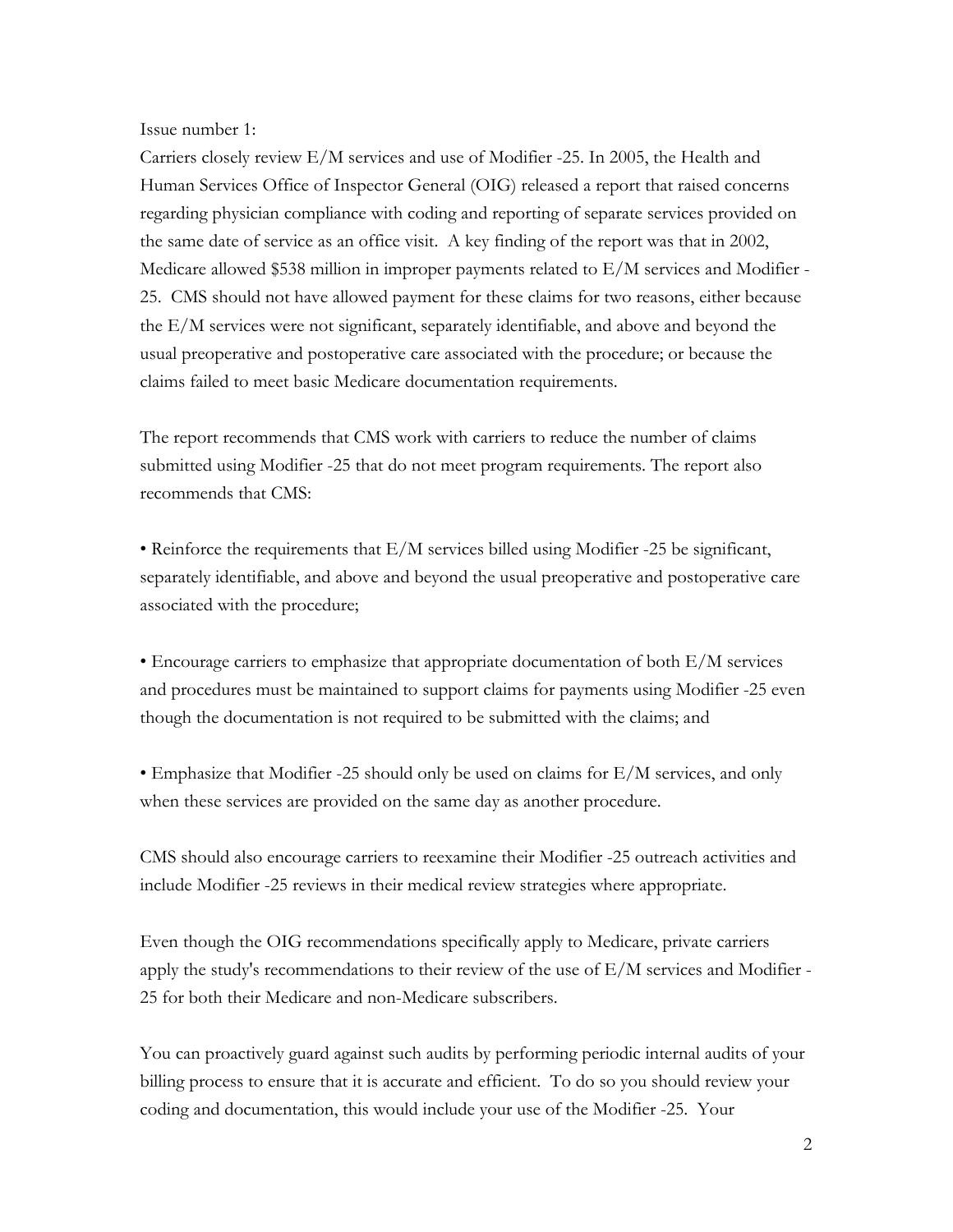Issue number 1:

Carriers closely review E/M services and use of Modifier -25. In 2005, the Health and Human Services Office of Inspector General (OIG) released a report that raised concerns regarding physician compliance with coding and reporting of separate services provided on the same date of service as an office visit. A key finding of the report was that in 2002, Medicare allowed $538 million in improper payments related to E/M services and Modifier -25. CMS should not have allowed payment for these claims for two reasons, either because the E/M services were not significant, separately identifiable, and above and beyond the usual preoperative and postoperative care associated with the procedure; or because the claims failed to meet basic Medicare documentation requirements.

The report recommends that CMS work with carriers to reduce the number of claims submitted using Modifier -25 that do not meet program requirements. The report also recommends that CMS:

- Reinforce the requirements that E/M services billed using Modifier -25 be significant, separately identifiable, and above and beyond the usual preoperative and postoperative care associated with the procedure;

- Encourage carriers to emphasize that appropriate documentation of both E/M services and procedures must be maintained to support claims for payments using Modifier -25 even though the documentation is not required to be submitted with the claims; and

- Emphasize that Modifier -25 should only be used on claims for E/M services, and only when these services are provided on the same day as another procedure.

CMS should also encourage carriers to reexamine their Modifier -25 outreach activities and include Modifier -25 reviews in their medical review strategies where appropriate.

Even though the OIG recommendations specifically apply to Medicare, private carriers apply the study's recommendations to their review of the use of E/M services and Modifier -25 for both their Medicare and non-Medicare subscribers.

You can proactively guard against such audits by performing periodic internal audits of your billing process to ensure that it is accurate and efficient. To do so you should review your coding and documentation, this would include your use of the Modifier -25. Your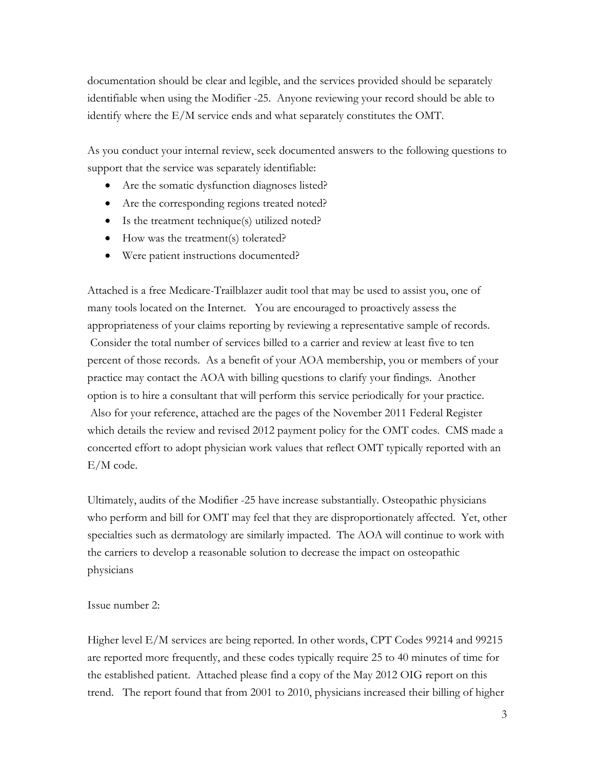documentation should be clear and legible, and the services provided should be separately identifiable when using the Modifier -25. Anyone reviewing your record should be able to identify where the E/M service ends and what separately constitutes the OMT.

As you conduct your internal review, seek documented answers to the following questions to support that the service was separately identifiable:

- Are the somatic dysfunction diagnoses listed?
- Are the corresponding regions treated noted?
- Is the treatment technique(s) utilized noted?
- How was the treatment(s) tolerated?
- Were patient instructions documented?

Attached is a free Medicare-Trailblazer audit tool that may be used to assist you, one of many tools located on the Internet. You are encouraged to proactively assess the appropriateness of your claims reporting by reviewing a representative sample of records. Consider the total number of services billed to a carrier and review at least five to ten percent of those records. As a benefit of your AOA membership, you or members of your practice may contact the AOA with billing questions to clarify your findings. Another option is to hire a consultant that will perform this service periodically for your practice. Also for your reference, attached are the pages of the November 2011 Federal Register which details the review and revised 2012 payment policy for the OMT codes. CMS made a concerted effort to adopt physician work values that reflect OMT typically reported with an E/M code.

Ultimately, audits of the Modifier -25 have increase substantially. Osteopathic physicians who perform and bill for OMT may feel that they are disproportionately affected. Yet, other specialties such as dermatology are similarly impacted. The AOA will continue to work with the carriers to develop a reasonable solution to decrease the impact on osteopathic physicians

Issue number 2:

Higher level E/M services are being reported. In other words, CPT Codes 99214 and 99215 are reported more frequently, and these codes typically require 25 to 40 minutes of time for the established patient. Attached please find a copy of the May 2012 OIG report on this trend. The report found that from 2001 to 2010, physicians increased their billing of higher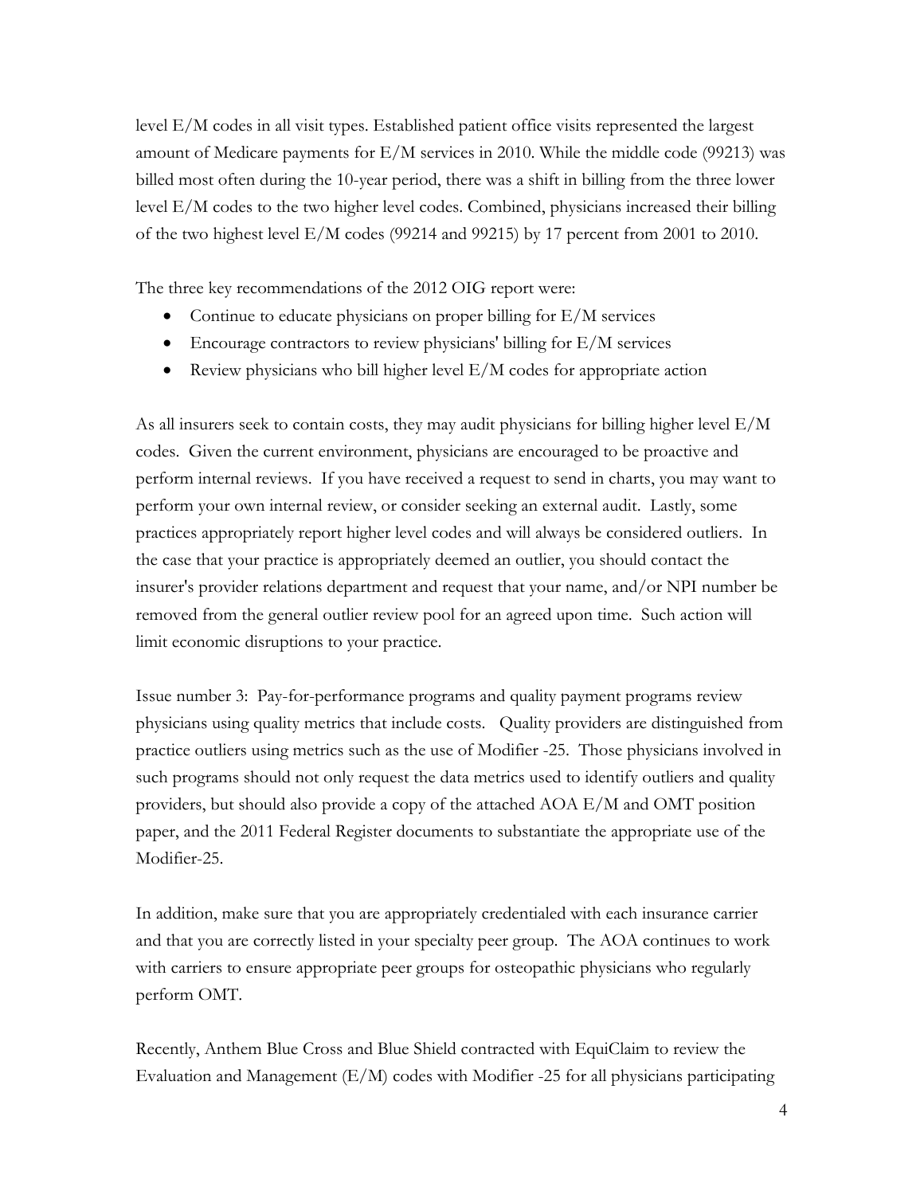level E/M codes in all visit types. Established patient office visits represented the largest amount of Medicare payments for E/M services in 2010. While the middle code (99213) was billed most often during the 10-year period, there was a shift in billing from the three lower level E/M codes to the two higher level codes. Combined, physicians increased their billing of the two highest level E/M codes (99214 and 99215) by 17 percent from 2001 to 2010.

The three key recommendations of the 2012 OIG report were:

- Continue to educate physicians on proper billing for E/M services
- Encourage contractors to review physicians' billing for E/M services
- Review physicians who bill higher level E/M codes for appropriate action

As all insurers seek to contain costs, they may audit physicians for billing higher level E/M codes. Given the current environment, physicians are encouraged to be proactive and perform internal reviews. If you have received a request to send in charts, you may want to perform your own internal review, or consider seeking an external audit. Lastly, some practices appropriately report higher level codes and will always be considered outliers. In the case that your practice is appropriately deemed an outlier, you should contact the insurer's provider relations department and request that your name, and/or NPI number be removed from the general outlier review pool for an agreed upon time. Such action will limit economic disruptions to your practice.

Issue number 3: Pay-for-performance programs and quality payment programs review physicians using quality metrics that include costs. Quality providers are distinguished from practice outliers using metrics such as the use of Modifier -25. Those physicians involved in such programs should not only request the data metrics used to identify outliers and quality providers, but should also provide a copy of the attached AOA E/M and OMT position paper, and the 2011 Federal Register documents to substantiate the appropriate use of the Modifier-25.

In addition, make sure that you are appropriately credentialed with each insurance carrier and that you are correctly listed in your specialty peer group. The AOA continues to work with carriers to ensure appropriate peer groups for osteopathic physicians who regularly perform OMT.

Recently, Anthem Blue Cross and Blue Shield contracted with EquiClaim to review the Evaluation and Management (E/M) codes with Modifier -25 for all physicians participating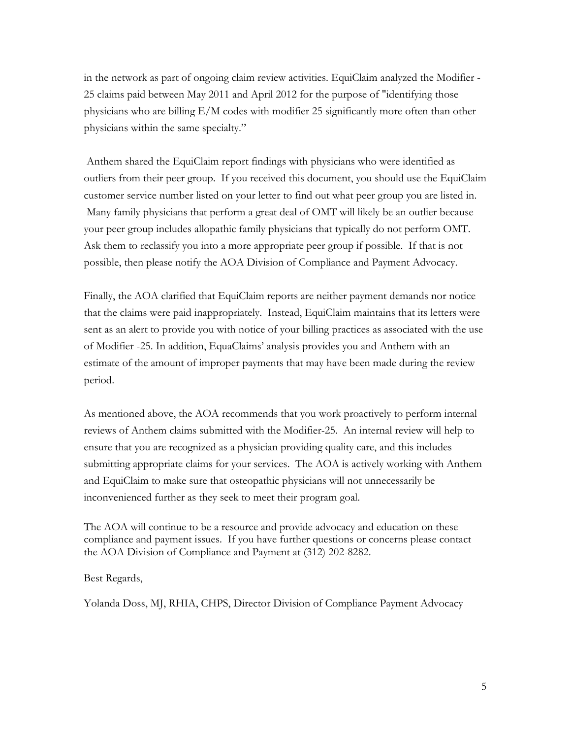in the network as part of ongoing claim review activities. EquiClaim analyzed the Modifier -25 claims paid between May 2011 and April 2012 for the purpose of "identifying those physicians who are billing E/M codes with modifier 25 significantly more often than other physicians within the same specialty."

Anthem shared the EquiClaim report findings with physicians who were identified as outliers from their peer group. If you received this document, you should use the EquiClaim customer service number listed on your letter to find out what peer group you are listed in. Many family physicians that perform a great deal of OMT will likely be an outlier because your peer group includes allopathic family physicians that typically do not perform OMT. Ask them to reclassify you into a more appropriate peer group if possible. If that is not possible, then please notify the AOA Division of Compliance and Payment Advocacy.

Finally, the AOA clarified that EquiClaim reports are neither payment demands nor notice that the claims were paid inappropriately. Instead, EquiClaim maintains that its letters were sent as an alert to provide you with notice of your billing practices as associated with the use of Modifier -25. In addition, EquaClaims' analysis provides you and Anthem with an estimate of the amount of improper payments that may have been made during the review period.

As mentioned above, the AOA recommends that you work proactively to perform internal reviews of Anthem claims submitted with the Modifier-25. An internal review will help to ensure that you are recognized as a physician providing quality care, and this includes submitting appropriate claims for your services. The AOA is actively working with Anthem and EquiClaim to make sure that osteopathic physicians will not unnecessarily be inconvenienced further as they seek to meet their program goal.

The AOA will continue to be a resource and provide advocacy and education on these compliance and payment issues. If you have further questions or concerns please contact the AOA Division of Compliance and Payment at (312) 202-8282.

Best Regards,

Yolanda Doss, MJ, RHIA, CHPS, Director Division of Compliance Payment Advocacy